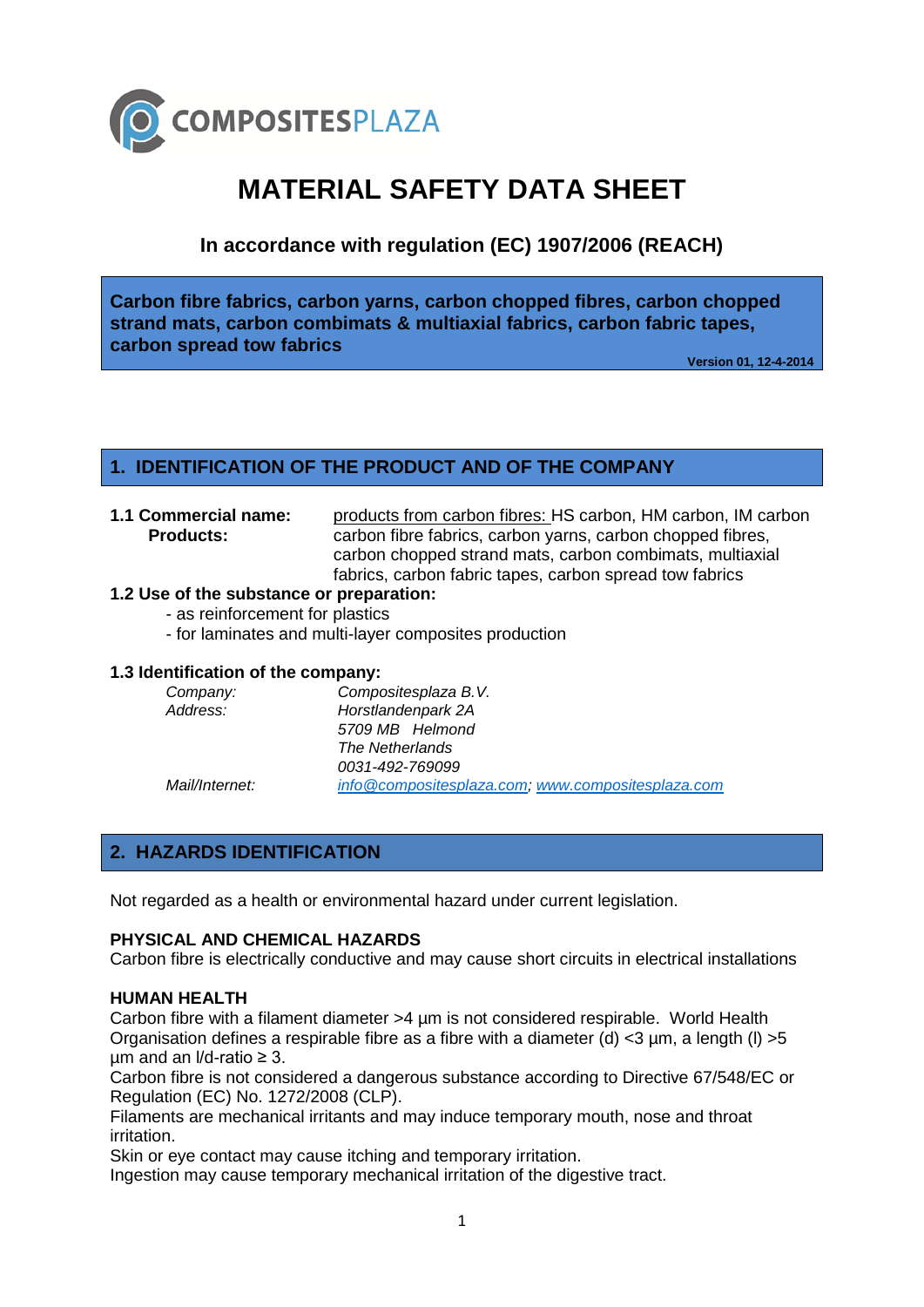COMPOSITESPLAZA

# MATERIAL SAFETY DATA SHEET

### In accordance with regulation (EC) 1907/2006 (REACH)

**Carbon fibre fabrics, carbon yarns, carbon chopped fibres, carbon chopped strand mats, carbon combimats & multiaxial fabrics, carbon fabric tapes, carbon spread tow fabrics**

**Version 01, 12-4-2014**

## 1. IDENTIFICATION OF THE PRODUCT AND OF THE COMPANY

**1.1 Commercial name:** products from carbon fibres: HS carbon, HM carbon, IM carbon

**Products:** carbon fibre fabrics, carbon yarns, carbon chopped fibres, carbon chopped strand mats, carbon combimats, multiaxial fabrics, carbon fabric tapes, carbon spread tow fabrics

**1.2 Use of the substance or preparation:**

- as reinforcement for plastics
- for laminates and multi-layer composites production

**1.3 Identification of the company:**

| | |
|---|---|
| *Company:* | *Compositesplaza B.V.* |
| *Address:* | *Horstlandenpark 2A* |
| | *5709 MB Helmond* |
| | *The Netherlands* |
| | *0031-492-769099* |
| *Mail/Internet:* | *info@compositesplaza.com; www.compositesplaza.com* |

## 2. HAZARDS IDENTIFICATION

Not regarded as a health or environmental hazard under current legislation.

**PHYSICAL AND CHEMICAL HAZARDS**

Carbon fibre is electrically conductive and may cause short circuits in electrical installations

**HUMAN HEALTH**

Carbon fibre with a filament diameter >4 µm is not considered respirable. World Health Organisation defines a respirable fibre as a fibre with a diameter (d) <3 µm, a length (l) >5 µm and an l/d-ratio ≥ 3.

Carbon fibre is not considered a dangerous substance according to Directive 67/548/EC or Regulation (EC) No. 1272/2008 (CLP).

Filaments are mechanical irritants and may induce temporary mouth, nose and throat irritation.

Skin or eye contact may cause itching and temporary irritation.

Ingestion may cause temporary mechanical irritation of the digestive tract.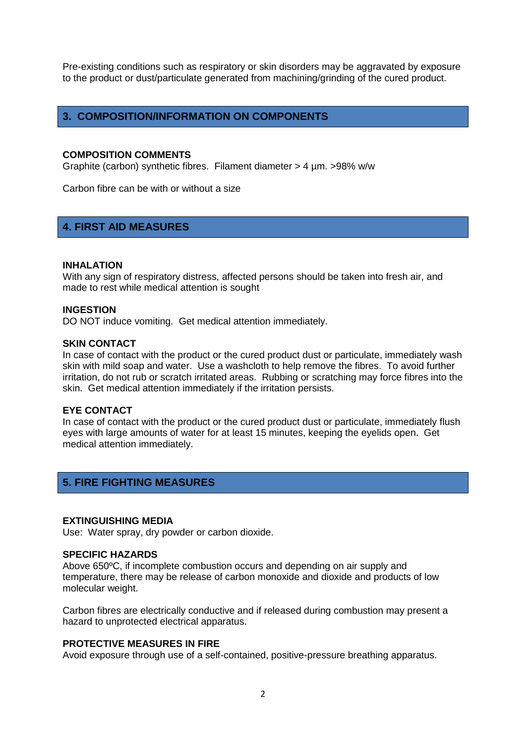Pre-existing conditions such as respiratory or skin disorders may be aggravated by exposure to the product or dust/particulate generated from machining/grinding of the cured product.

## 3. COMPOSITION/INFORMATION ON COMPONENTS

**COMPOSITION COMMENTS**

Graphite (carbon) synthetic fibres. Filament diameter > 4 µm. >98% w/w

Carbon fibre can be with or without a size

## 4. FIRST AID MEASURES

**INHALATION**

With any sign of respiratory distress, affected persons should be taken into fresh air, and made to rest while medical attention is sought

**INGESTION**

DO NOT induce vomiting. Get medical attention immediately.

**SKIN CONTACT**

In case of contact with the product or the cured product dust or particulate, immediately wash skin with mild soap and water. Use a washcloth to help remove the fibres. To avoid further irritation, do not rub or scratch irritated areas. Rubbing or scratching may force fibres into the skin. Get medical attention immediately if the irritation persists.

**EYE CONTACT**

In case of contact with the product or the cured product dust or particulate, immediately flush eyes with large amounts of water for at least 15 minutes, keeping the eyelids open. Get medical attention immediately.

## 5. FIRE FIGHTING MEASURES

**EXTINGUISHING MEDIA**

Use: Water spray, dry powder or carbon dioxide.

**SPECIFIC HAZARDS**

Above 650ºC, if incomplete combustion occurs and depending on air supply and temperature, there may be release of carbon monoxide and dioxide and products of low molecular weight.

Carbon fibres are electrically conductive and if released during combustion may present a hazard to unprotected electrical apparatus.

**PROTECTIVE MEASURES IN FIRE**

Avoid exposure through use of a self-contained, positive-pressure breathing apparatus.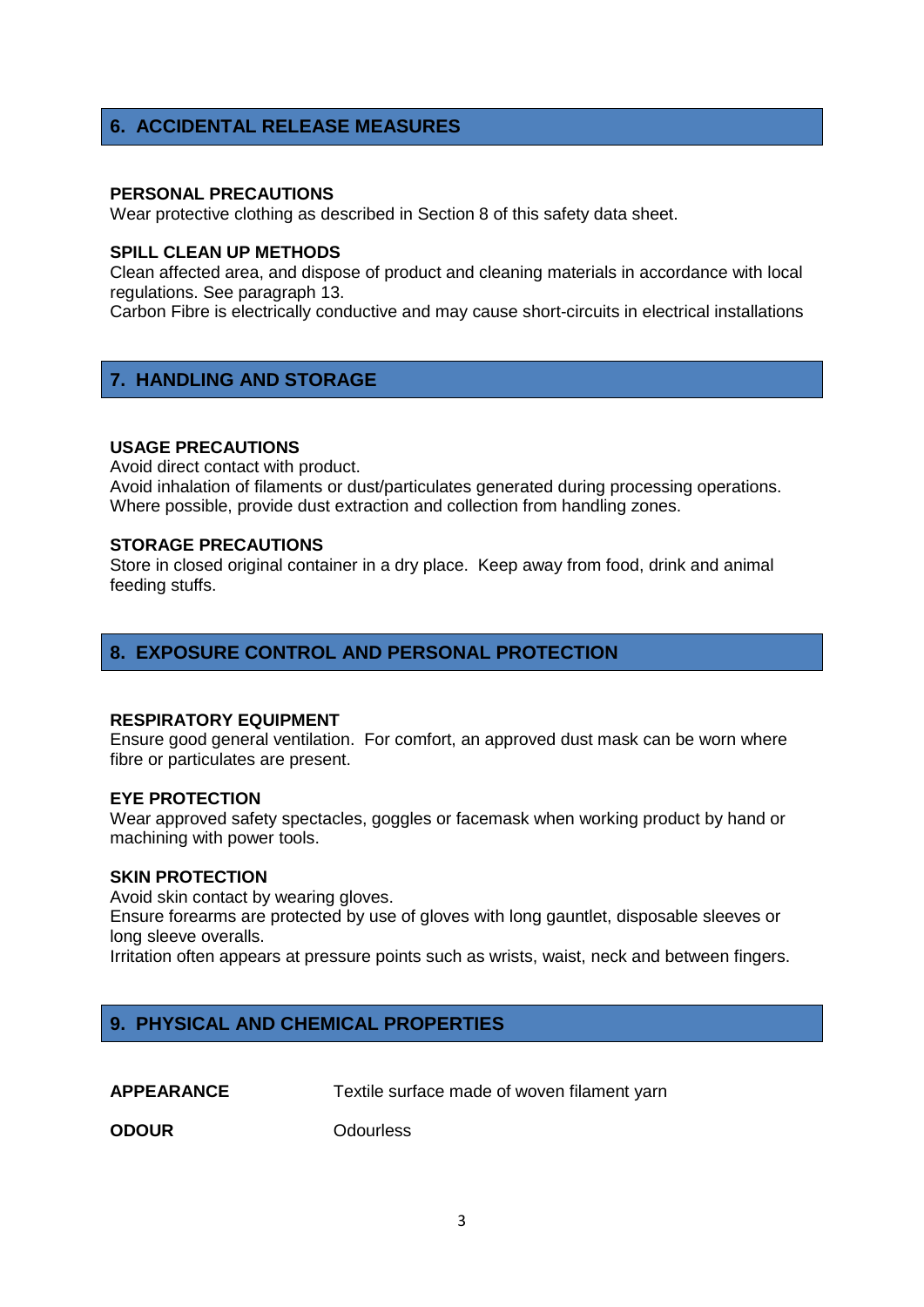## 6. ACCIDENTAL RELEASE MEASURES

**PERSONAL PRECAUTIONS**
Wear protective clothing as described in Section 8 of this safety data sheet.

**SPILL CLEAN UP METHODS**
Clean affected area, and dispose of product and cleaning materials in accordance with local regulations. See paragraph 13.
Carbon Fibre is electrically conductive and may cause short-circuits in electrical installations

## 7. HANDLING AND STORAGE

**USAGE PRECAUTIONS**
Avoid direct contact with product.
Avoid inhalation of filaments or dust/particulates generated during processing operations.
Where possible, provide dust extraction and collection from handling zones.

**STORAGE PRECAUTIONS**
Store in closed original container in a dry place. Keep away from food, drink and animal feeding stuffs.

## 8. EXPOSURE CONTROL AND PERSONAL PROTECTION

**RESPIRATORY EQUIPMENT**
Ensure good general ventilation. For comfort, an approved dust mask can be worn where fibre or particulates are present.

**EYE PROTECTION**
Wear approved safety spectacles, goggles or facemask when working product by hand or machining with power tools.

**SKIN PROTECTION**
Avoid skin contact by wearing gloves.
Ensure forearms are protected by use of gloves with long gauntlet, disposable sleeves or long sleeve overalls.
Irritation often appears at pressure points such as wrists, waist, neck and between fingers.

## 9. PHYSICAL AND CHEMICAL PROPERTIES

| | |
|---|---|
| **APPEARANCE** | Textile surface made of woven filament yarn |
| **ODOUR** | Odourless |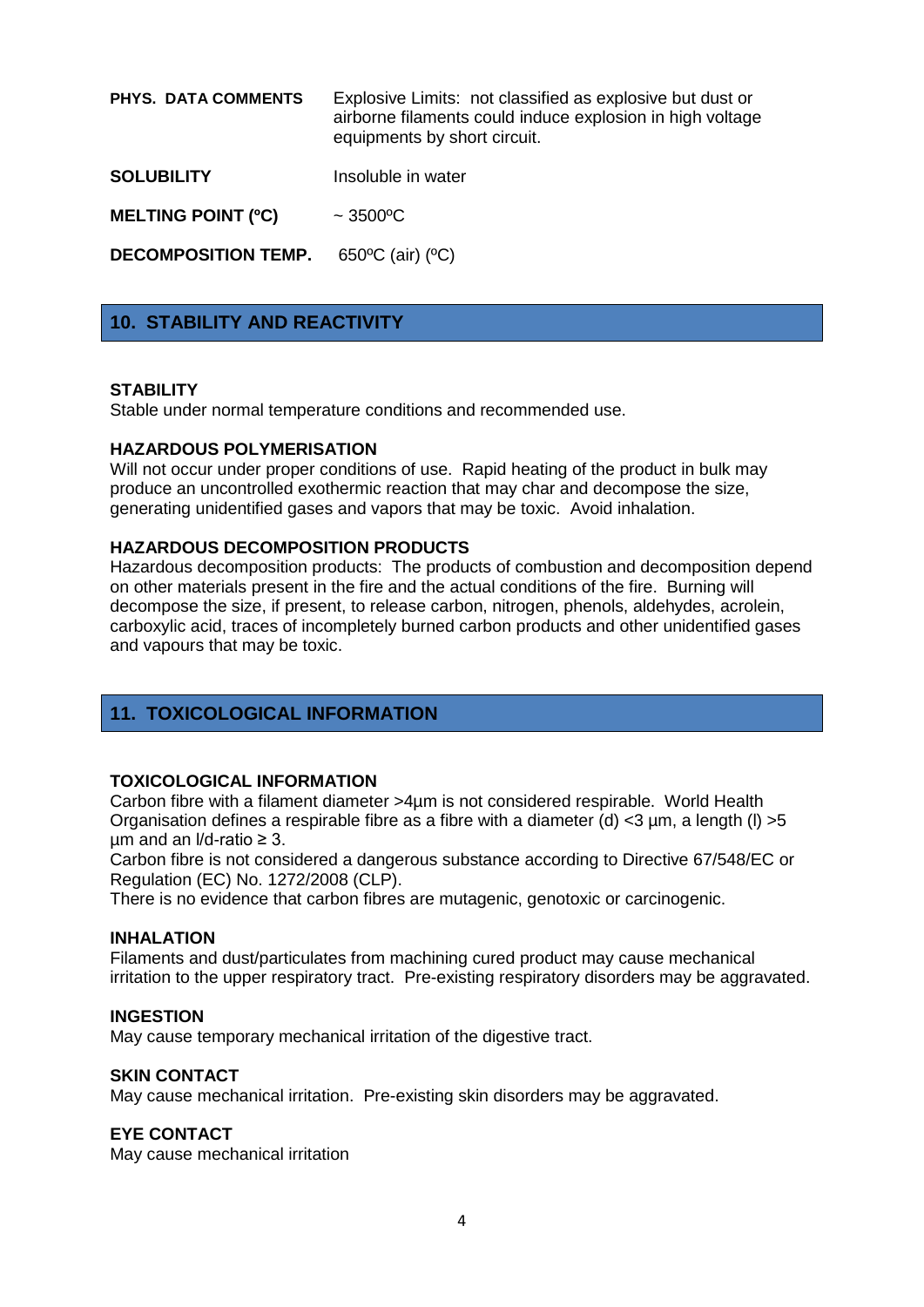| | |
|---|---|
| **PHYS. DATA COMMENTS** | Explosive Limits: not classified as explosive but dust or airborne filaments could induce explosion in high voltage equipments by short circuit. |
| **SOLUBILITY** | Insoluble in water |
| **MELTING POINT (ºC)** | ~ 3500ºC |
| **DECOMPOSITION TEMP.** | 650ºC (air) (ºC) |

## 10. STABILITY AND REACTIVITY

**STABILITY**
Stable under normal temperature conditions and recommended use.

**HAZARDOUS POLYMERISATION**
Will not occur under proper conditions of use. Rapid heating of the product in bulk may produce an uncontrolled exothermic reaction that may char and decompose the size, generating unidentified gases and vapors that may be toxic. Avoid inhalation.

**HAZARDOUS DECOMPOSITION PRODUCTS**
Hazardous decomposition products: The products of combustion and decomposition depend on other materials present in the fire and the actual conditions of the fire. Burning will decompose the size, if present, to release carbon, nitrogen, phenols, aldehydes, acrolein, carboxylic acid, traces of incompletely burned carbon products and other unidentified gases and vapours that may be toxic.

## 11. TOXICOLOGICAL INFORMATION

**TOXICOLOGICAL INFORMATION**
Carbon fibre with a filament diameter >4µm is not considered respirable. World Health Organisation defines a respirable fibre as a fibre with a diameter (d) <3 µm, a length (l) >5 µm and an l/d-ratio ≥ 3.
Carbon fibre is not considered a dangerous substance according to Directive 67/548/EC or Regulation (EC) No. 1272/2008 (CLP).
There is no evidence that carbon fibres are mutagenic, genotoxic or carcinogenic.

**INHALATION**
Filaments and dust/particulates from machining cured product may cause mechanical irritation to the upper respiratory tract. Pre-existing respiratory disorders may be aggravated.

**INGESTION**
May cause temporary mechanical irritation of the digestive tract.

**SKIN CONTACT**
May cause mechanical irritation. Pre-existing skin disorders may be aggravated.

**EYE CONTACT**
May cause mechanical irritation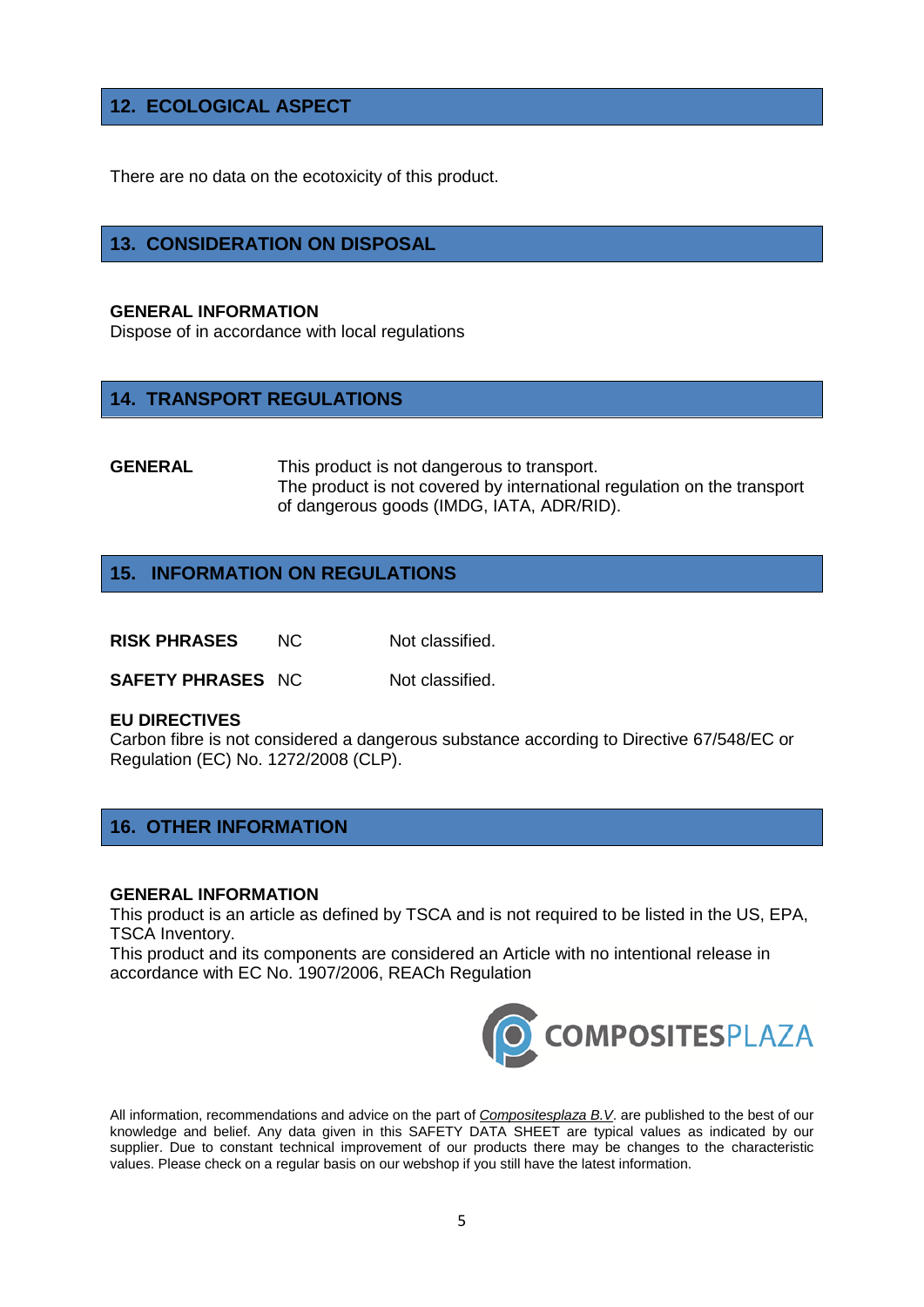## 12. ECOLOGICAL ASPECT

There are no data on the ecotoxicity of this product.

## 13. CONSIDERATION ON DISPOSAL

**GENERAL INFORMATION**
Dispose of in accordance with local regulations

## 14. TRANSPORT REGULATIONS

| | |
|---|---|
| **GENERAL** | This product is not dangerous to transport. The product is not covered by international regulation on the transport of dangerous goods (IMDG, IATA, ADR/RID). |

## 15. INFORMATION ON REGULATIONS

| | | |
|---|---|---|
| **RISK PHRASES** | NC | Not classified. |
| **SAFETY PHRASES** | NC | Not classified. |

**EU DIRECTIVES**
Carbon fibre is not considered a dangerous substance according to Directive 67/548/EC or Regulation (EC) No. 1272/2008 (CLP).

## 16. OTHER INFORMATION

**GENERAL INFORMATION**
This product is an article as defined by TSCA and is not required to be listed in the US, EPA, TSCA Inventory.
This product and its components are considered an Article with no intentional release in accordance with EC No. 1907/2006, REACh Regulation

COMPOSITESPLAZA

All information, recommendations and advice on the part of *Compositesplaza B.V*. are published to the best of our knowledge and belief. Any data given in this SAFETY DATA SHEET are typical values as indicated by our supplier. Due to constant technical improvement of our products there may be changes to the characteristic values. Please check on a regular basis on our webshop if you still have the latest information.